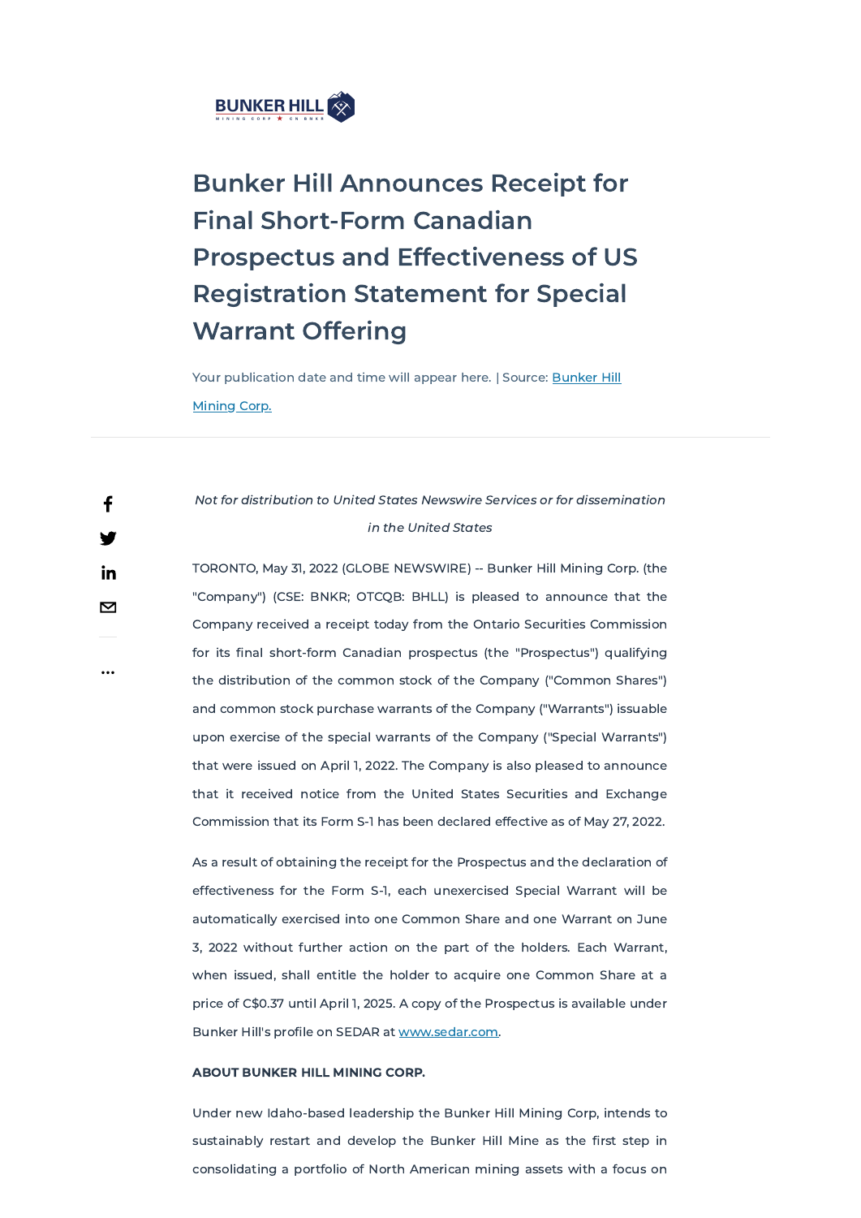# Bunker Hill Announces Receipt for Final Short-Form Canadian Prospectus and Effectiveness of US Registration Statement for Special Warrant Offering

Your publication date and time will appear here. | Source: [Bunker Hill Mining Corp.]()

*Not for distribution to United States Newswire Services or for dissemination in the United States*

TORONTO, May 31, 2022 (GLOBE NEWSWIRE) -- Bunker Hill Mining Corp. (the "Company") (CSE: BNKR; OTCQB: BHLL) is pleased to announce that the Company received a receipt today from the Ontario Securities Commission for its final short-form Canadian prospectus (the "Prospectus") qualifying the distribution of the common stock of the Company ("Common Shares") and common stock purchase warrants of the Company ("Warrants") issuable upon exercise of the special warrants of the Company ("Special Warrants") that were issued on April 1, 2022. The Company is also pleased to announce that it received notice from the United States Securities and Exchange Commission that its Form S-1 has been declared effective as of May 27, 2022.

As a result of obtaining the receipt for the Prospectus and the declaration of effectiveness for the Form S-1, each unexercised Special Warrant will be automatically exercised into one Common Share and one Warrant on June 3, 2022 without further action on the part of the holders. Each Warrant, when issued, shall entitle the holder to acquire one Common Share at a price of C$0.37 until April 1, 2025. A copy of the Prospectus is available under Bunker Hill's profile on SEDAR at [www.sedar.com]().

**ABOUT BUNKER HILL MINING CORP.**

Under new Idaho-based leadership the Bunker Hill Mining Corp, intends to sustainably restart and develop the Bunker Hill Mine as the first step in consolidating a portfolio of North American mining assets with a focus on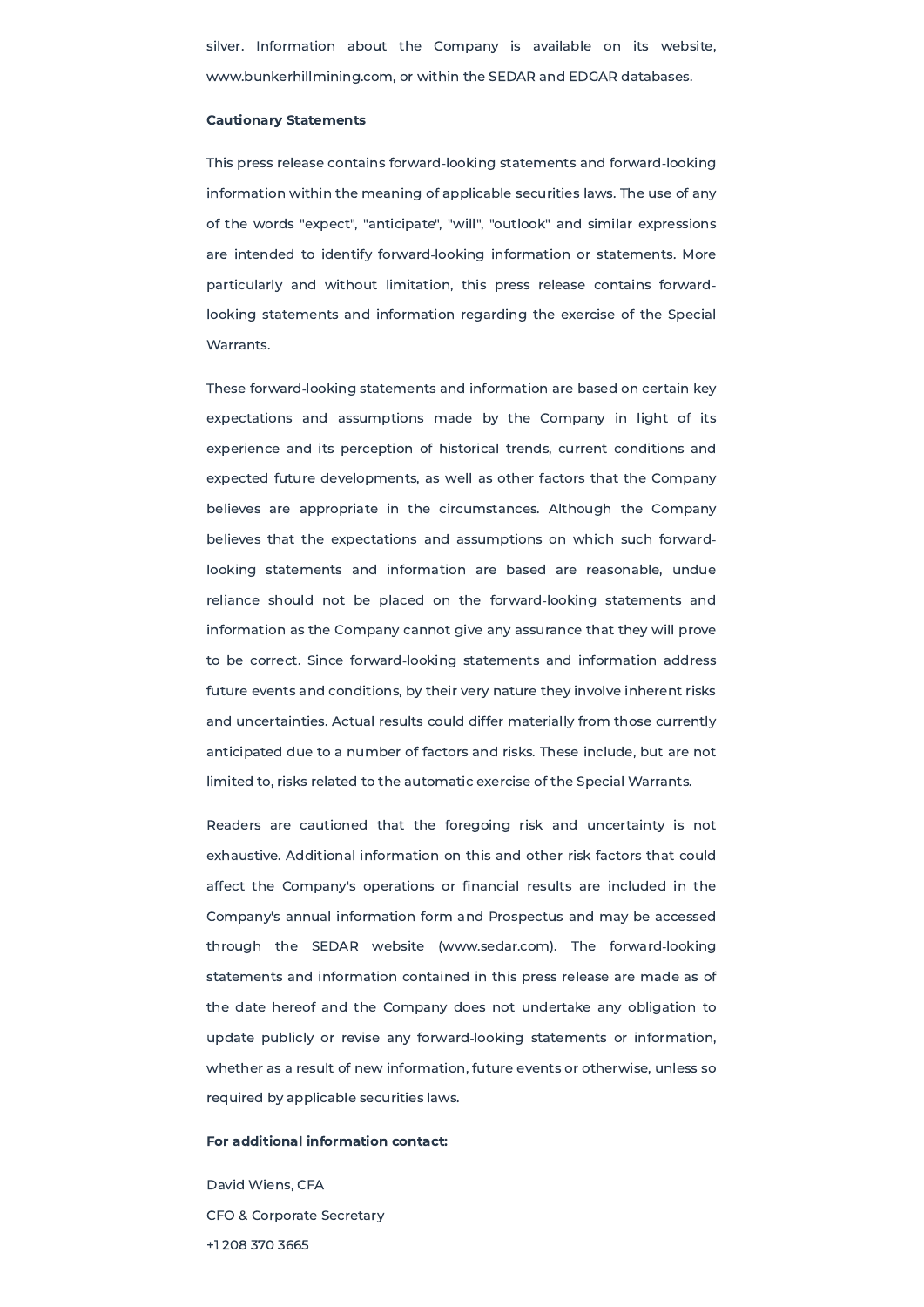silver. Information about the Company is available on its website, www.bunkerhillmining.com, or within the SEDAR and EDGAR databases.

**Cautionary Statements**

This press release contains forward-looking statements and forward-looking information within the meaning of applicable securities laws. The use of any of the words "expect", "anticipate", "will", "outlook" and similar expressions are intended to identify forward-looking information or statements. More particularly and without limitation, this press release contains forward-looking statements and information regarding the exercise of the Special Warrants.

These forward-looking statements and information are based on certain key expectations and assumptions made by the Company in light of its experience and its perception of historical trends, current conditions and expected future developments, as well as other factors that the Company believes are appropriate in the circumstances. Although the Company believes that the expectations and assumptions on which such forward-looking statements and information are based are reasonable, undue reliance should not be placed on the forward-looking statements and information as the Company cannot give any assurance that they will prove to be correct. Since forward-looking statements and information address future events and conditions, by their very nature they involve inherent risks and uncertainties. Actual results could differ materially from those currently anticipated due to a number of factors and risks. These include, but are not limited to, risks related to the automatic exercise of the Special Warrants.

Readers are cautioned that the foregoing risk and uncertainty is not exhaustive. Additional information on this and other risk factors that could affect the Company's operations or financial results are included in the Company's annual information form and Prospectus and may be accessed through the SEDAR website (www.sedar.com). The forward-looking statements and information contained in this press release are made as of the date hereof and the Company does not undertake any obligation to update publicly or revise any forward-looking statements or information, whether as a result of new information, future events or otherwise, unless so required by applicable securities laws.

**For additional information contact:**

David Wiens, CFA  
CFO & Corporate Secretary  
+1 208 370 3665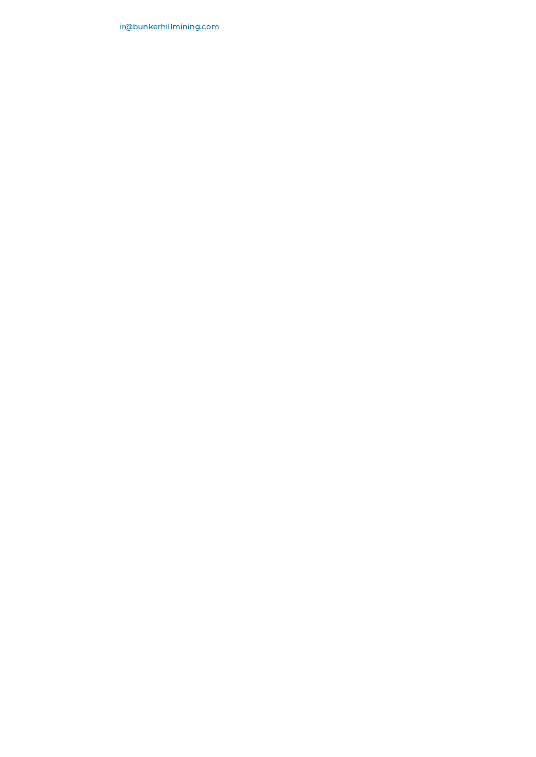ir@bunkerhillmining.com